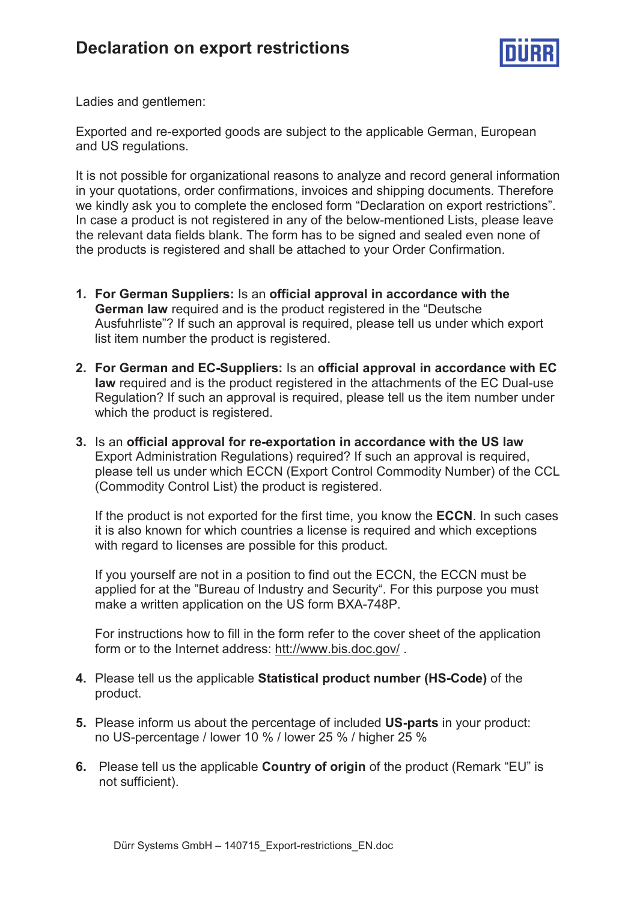# Declaration on export restrictions

Ladies and gentlemen:

Exported and re-exported goods are subject to the applicable German, European and US regulations.

It is not possible for organizational reasons to analyze and record general information in your quotations, order confirmations, invoices and shipping documents. Therefore we kindly ask you to complete the enclosed form “Declaration on export restrictions”. In case a product is not registered in any of the below-mentioned Lists, please leave the relevant data fields blank. The form has to be signed and sealed even none of the products is registered and shall be attached to your Order Confirmation.

1. **For German Suppliers:** Is an **official approval in accordance with the German law** required and is the product registered in the “Deutsche Ausfuhrliste”? If such an approval is required, please tell us under which export list item number the product is registered.

2. **For German and EC-Suppliers:** Is an **official approval in accordance with EC law** required and is the product registered in the attachments of the EC Dual-use Regulation? If such an approval is required, please tell us the item number under which the product is registered.

3. Is an **official approval for re-exportation in accordance with the US law** Export Administration Regulations) required? If such an approval is required, please tell us under which ECCN (Export Control Commodity Number) of the CCL (Commodity Control List) the product is registered.

   If the product is not exported for the first time, you know the **ECCN**. In such cases it is also known for which countries a license is required and which exceptions with regard to licenses are possible for this product.

   If you yourself are not in a position to find out the ECCN, the ECCN must be applied for at the ”Bureau of Industry and Security“. For this purpose you must make a written application on the US form BXA-748P.

   For instructions how to fill in the form refer to the cover sheet of the application form or to the Internet address: htt://www.bis.doc.gov/ .

4. Please tell us the applicable **Statistical product number (HS-Code)** of the product.

5. Please inform us about the percentage of included **US-parts** in your product: no US-percentage / lower 10 % / lower 25 % / higher 25 %

6. Please tell us the applicable **Country of origin** of the product (Remark “EU” is not sufficient).

Dürr Systems GmbH – 140715_Export-restrictions_EN.doc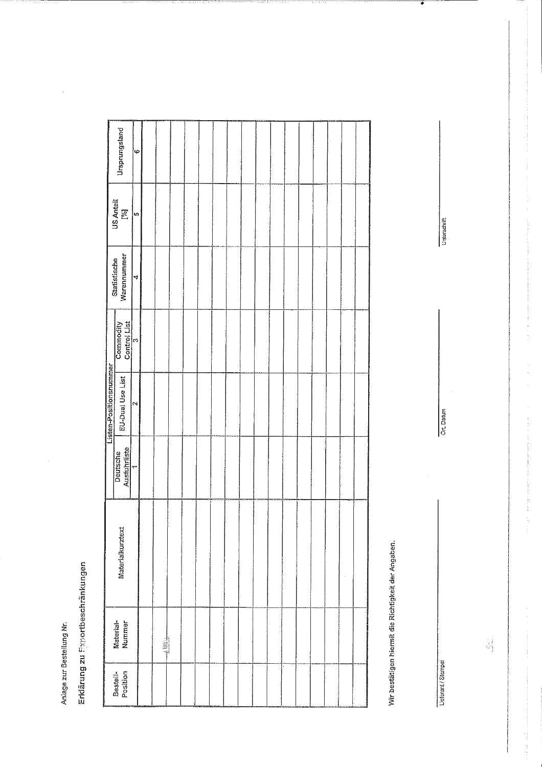Anlage zur Bestellung Nr.

## Erklärung zu Exportbeschränkungen

| Bestell-Position | Material-Nummer | Materialkurztext | Listen-Positionsnummer | | | Statistische Warennummer | US Anteil [%] | Ursprungsland |
|---|---|---|---|---|---|---|---|---|
| | | | Deutsche Ausfuhrliste | EU-Dual Use List | Commodity Control List | | | |
| | | | 1 | 2 | 3 | 4 | 5 | 6 |
| | | | | | | | | |
| | | | | | | | | |
| | | | | | | | | |
| | | | | | | | | |
| | | | | | | | | |
| | | | | | | | | |
| | | | | | | | | |
| | | | | | | | | |
| | | | | | | | | |
| | | | | | | | | |
| | | | | | | | | |
| | | | | | | | | |
| | | | | | | | | |
| | | | | | | | | |
| | | | | | | | | |
| | | | | | | | | |

Wir bestätigen hiermit die Richtigkeit der Angaben.

Lieferant / Stempel

Ort, Datum

Unterschrift